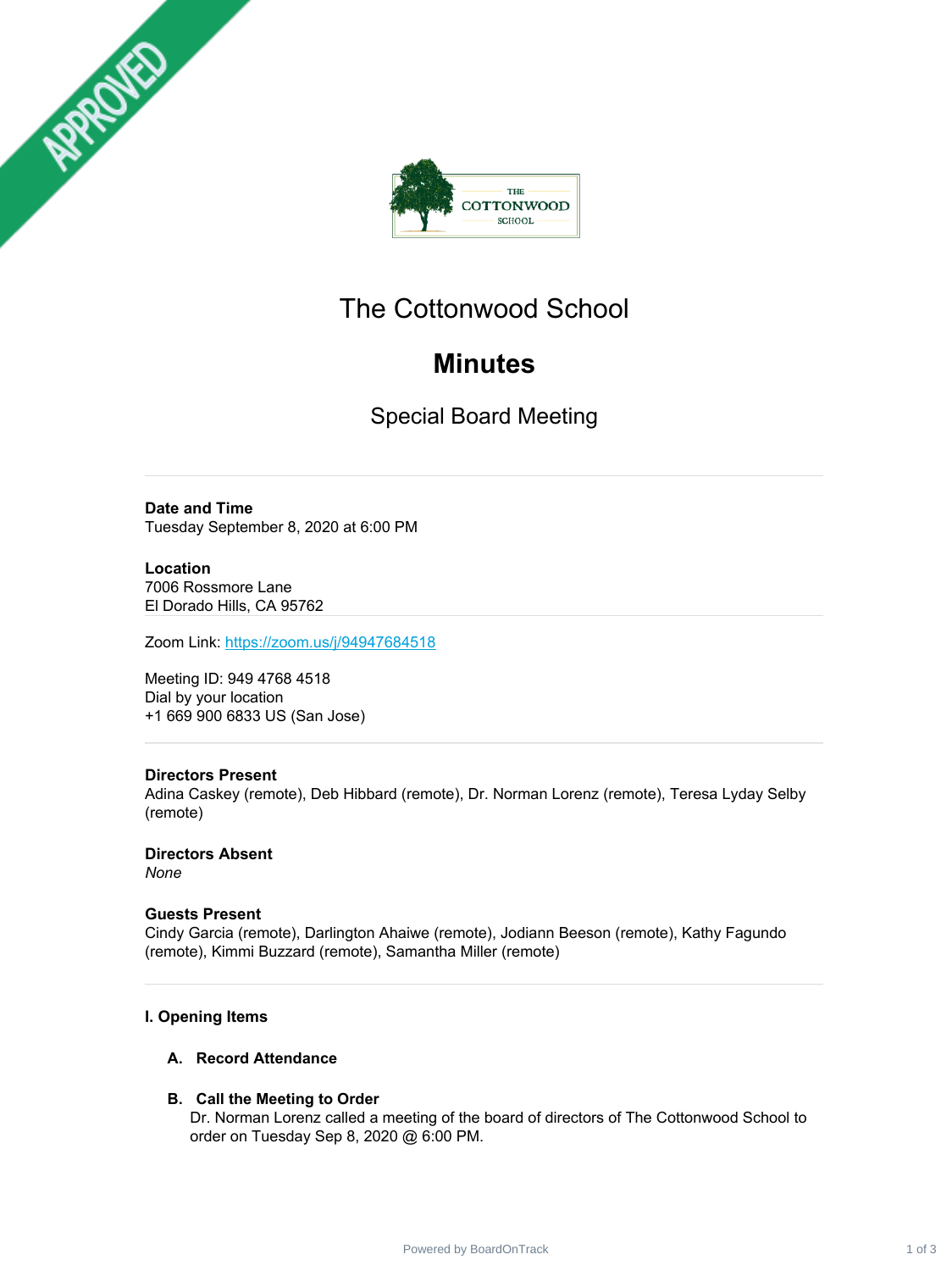# The Cottonwood School

# Minutes

## Special Board Meeting

**Date and Time**
Tuesday September 8, 2020 at 6:00 PM

**Location**
7006 Rossmore Lane
El Dorado Hills, CA 95762

Zoom Link: https://zoom.us/j/94947684518

Meeting ID: 949 4768 4518
Dial by your location
+1 669 900 6833 US (San Jose)

**Directors Present**
Adina Caskey (remote), Deb Hibbard (remote), Dr. Norman Lorenz (remote), Teresa Lyday Selby (remote)

**Directors Absent**
*None*

**Guests Present**
Cindy Garcia (remote), Darlington Ahaiwe (remote), Jodiann Beeson (remote), Kathy Fagundo (remote), Kimmi Buzzard (remote), Samantha Miller (remote)

### I. Opening Items

**A. Record Attendance**

**B. Call the Meeting to Order**
Dr. Norman Lorenz called a meeting of the board of directors of The Cottonwood School to order on Tuesday Sep 8, 2020 @ 6:00 PM.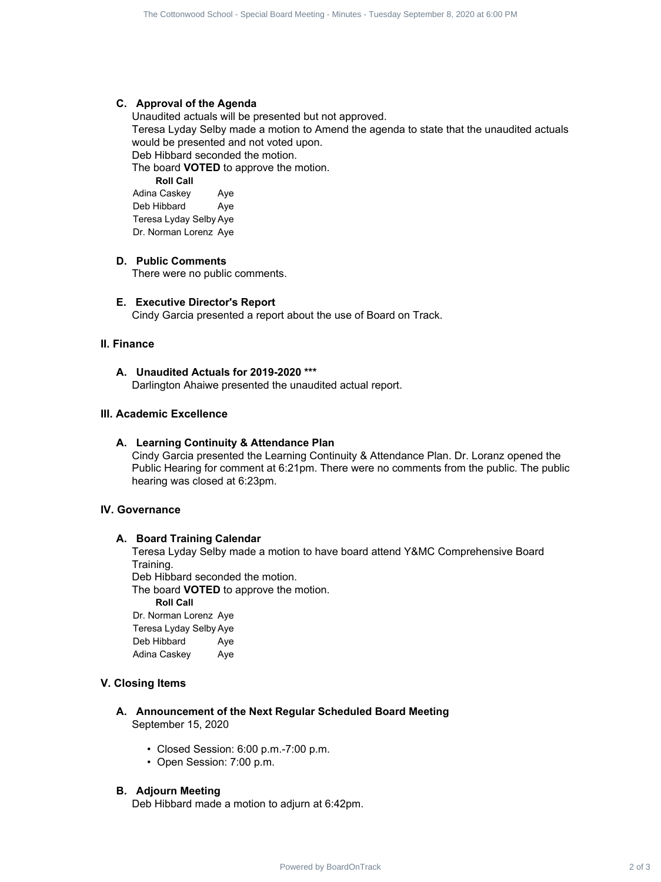### C. Approval of the Agenda

Unaudited actuals will be presented but not approved.

Teresa Lyday Selby made a motion to Amend the agenda to state that the unaudited actuals would be presented and not voted upon.

Deb Hibbard seconded the motion.

The board **VOTED** to approve the motion.

| Roll Call | |
|---|---|
| Adina Caskey | Aye |
| Deb Hibbard | Aye |
| Teresa Lyday Selby | Aye |
| Dr. Norman Lorenz | Aye |

### D. Public Comments

There were no public comments.

### E. Executive Director's Report

Cindy Garcia presented a report about the use of Board on Track.

## II. Finance

### A. Unaudited Actuals for 2019-2020 ***

Darlington Ahaiwe presented the unaudited actual report.

## III. Academic Excellence

### A. Learning Continuity & Attendance Plan

Cindy Garcia presented the Learning Continuity & Attendance Plan. Dr. Loranz opened the Public Hearing for comment at 6:21pm. There were no comments from the public. The public hearing was closed at 6:23pm.

## IV. Governance

### A. Board Training Calendar

Teresa Lyday Selby made a motion to have board attend Y&MC Comprehensive Board Training.

Deb Hibbard seconded the motion.

The board **VOTED** to approve the motion.

| Roll Call | |
|---|---|
| Dr. Norman Lorenz | Aye |
| Teresa Lyday Selby | Aye |
| Deb Hibbard | Aye |
| Adina Caskey | Aye |

## V. Closing Items

### A. Announcement of the Next Regular Scheduled Board Meeting

September 15, 2020

- Closed Session: 6:00 p.m.-7:00 p.m.
- Open Session: 7:00 p.m.

### B. Adjourn Meeting

Deb Hibbard made a motion to adjurn at 6:42pm.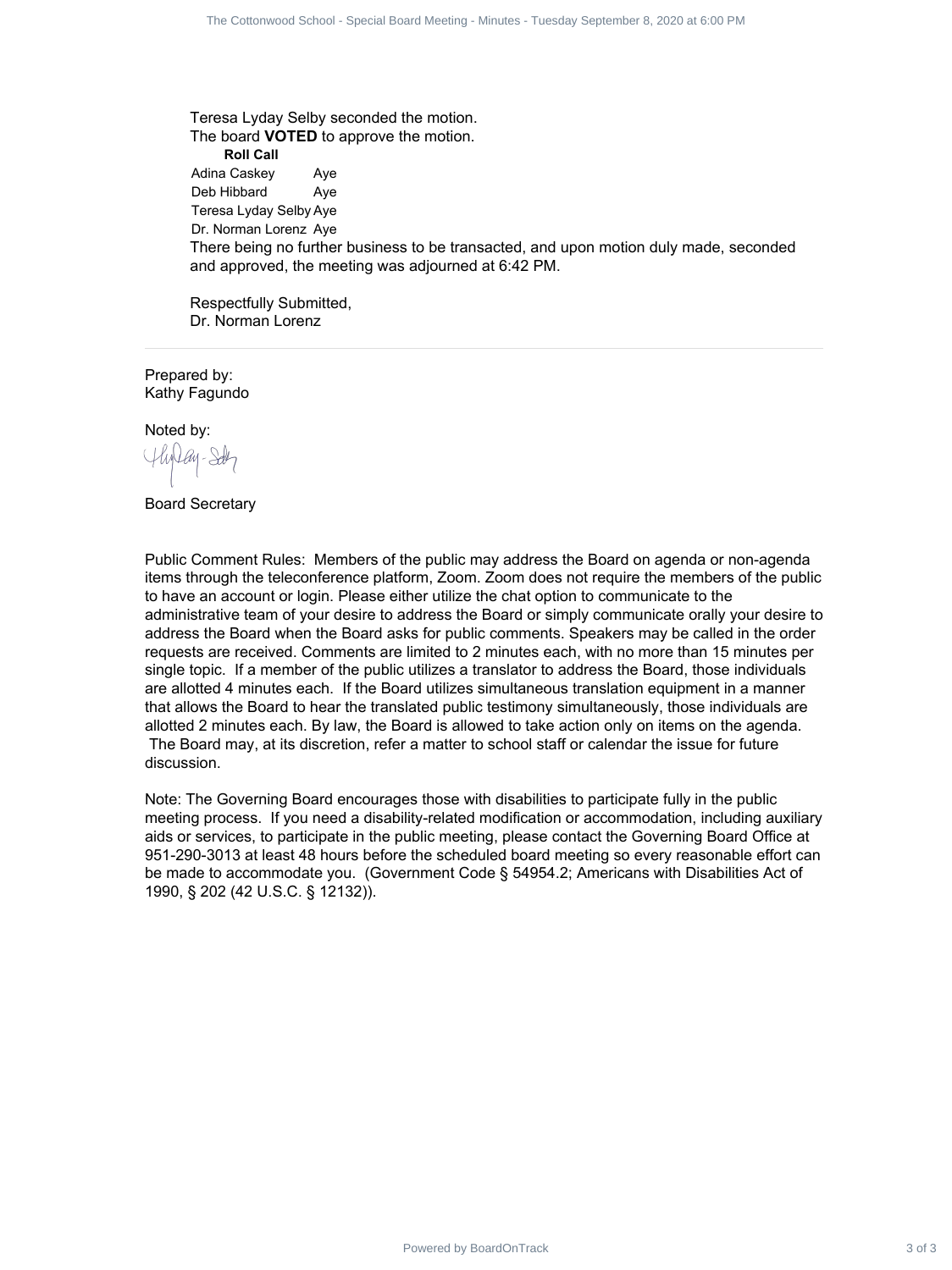Teresa Lyday Selby seconded the motion.
The board **VOTED** to approve the motion.

**Roll Call**

| | |
|---|---|
| Adina Caskey | Aye |
| Deb Hibbard | Aye |
| Teresa Lyday Selby | Aye |
| Dr. Norman Lorenz | Aye |

There being no further business to be transacted, and upon motion duly made, seconded and approved, the meeting was adjourned at 6:42 PM.

Respectfully Submitted,
Dr. Norman Lorenz

---

Prepared by:
Kathy Fagundo

Noted by:

Board Secretary

Public Comment Rules: Members of the public may address the Board on agenda or non-agenda items through the teleconference platform, Zoom. Zoom does not require the members of the public to have an account or login. Please either utilize the chat option to communicate to the administrative team of your desire to address the Board or simply communicate orally your desire to address the Board when the Board asks for public comments. Speakers may be called in the order requests are received. Comments are limited to 2 minutes each, with no more than 15 minutes per single topic. If a member of the public utilizes a translator to address the Board, those individuals are allotted 4 minutes each. If the Board utilizes simultaneous translation equipment in a manner that allows the Board to hear the translated public testimony simultaneously, those individuals are allotted 2 minutes each. By law, the Board is allowed to take action only on items on the agenda. The Board may, at its discretion, refer a matter to school staff or calendar the issue for future discussion.

Note: The Governing Board encourages those with disabilities to participate fully in the public meeting process. If you need a disability-related modification or accommodation, including auxiliary aids or services, to participate in the public meeting, please contact the Governing Board Office at 951-290-3013 at least 48 hours before the scheduled board meeting so every reasonable effort can be made to accommodate you. (Government Code § 54954.2; Americans with Disabilities Act of 1990, § 202 (42 U.S.C. § 12132)).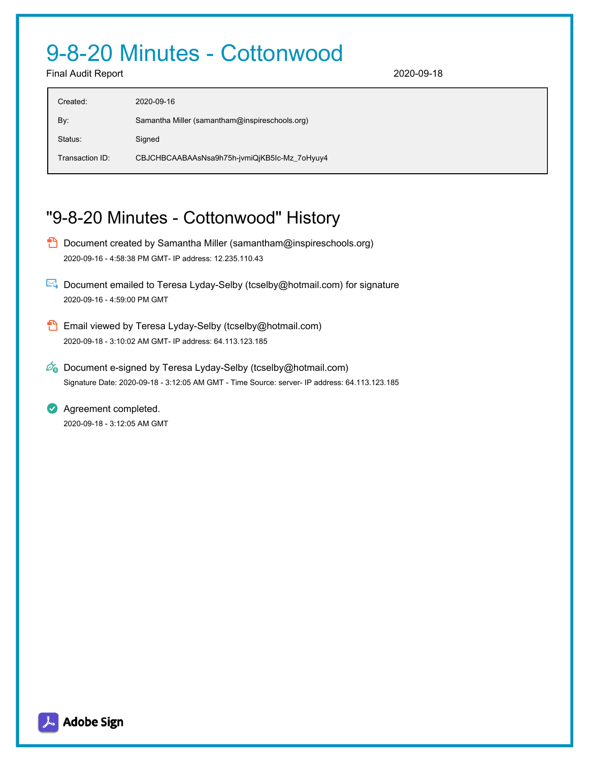# 9-8-20 Minutes - Cottonwood

Final Audit Report 2020-09-18

| | |
|---|---|
| Created: | 2020-09-16 |
| By: | Samantha Miller (samantham@inspireschools.org) |
| Status: | Signed |
| Transaction ID: | CBJCHBCAABAAsNsa9h75h-jvmiQjKB5Ic-Mz_7oHyuy4 |

## "9-8-20 Minutes - Cottonwood" History

- Document created by Samantha Miller (samantham@inspireschools.org)
  2020-09-16 - 4:58:38 PM GMT- IP address: 12.235.110.43

- Document emailed to Teresa Lyday-Selby (tcselby@hotmail.com) for signature
  2020-09-16 - 4:59:00 PM GMT

- Email viewed by Teresa Lyday-Selby (tcselby@hotmail.com)
  2020-09-18 - 3:10:02 AM GMT- IP address: 64.113.123.185

- Document e-signed by Teresa Lyday-Selby (tcselby@hotmail.com)
  Signature Date: 2020-09-18 - 3:12:05 AM GMT - Time Source: server- IP address: 64.113.123.185

- Agreement completed.
  2020-09-18 - 3:12:05 AM GMT

Adobe Sign